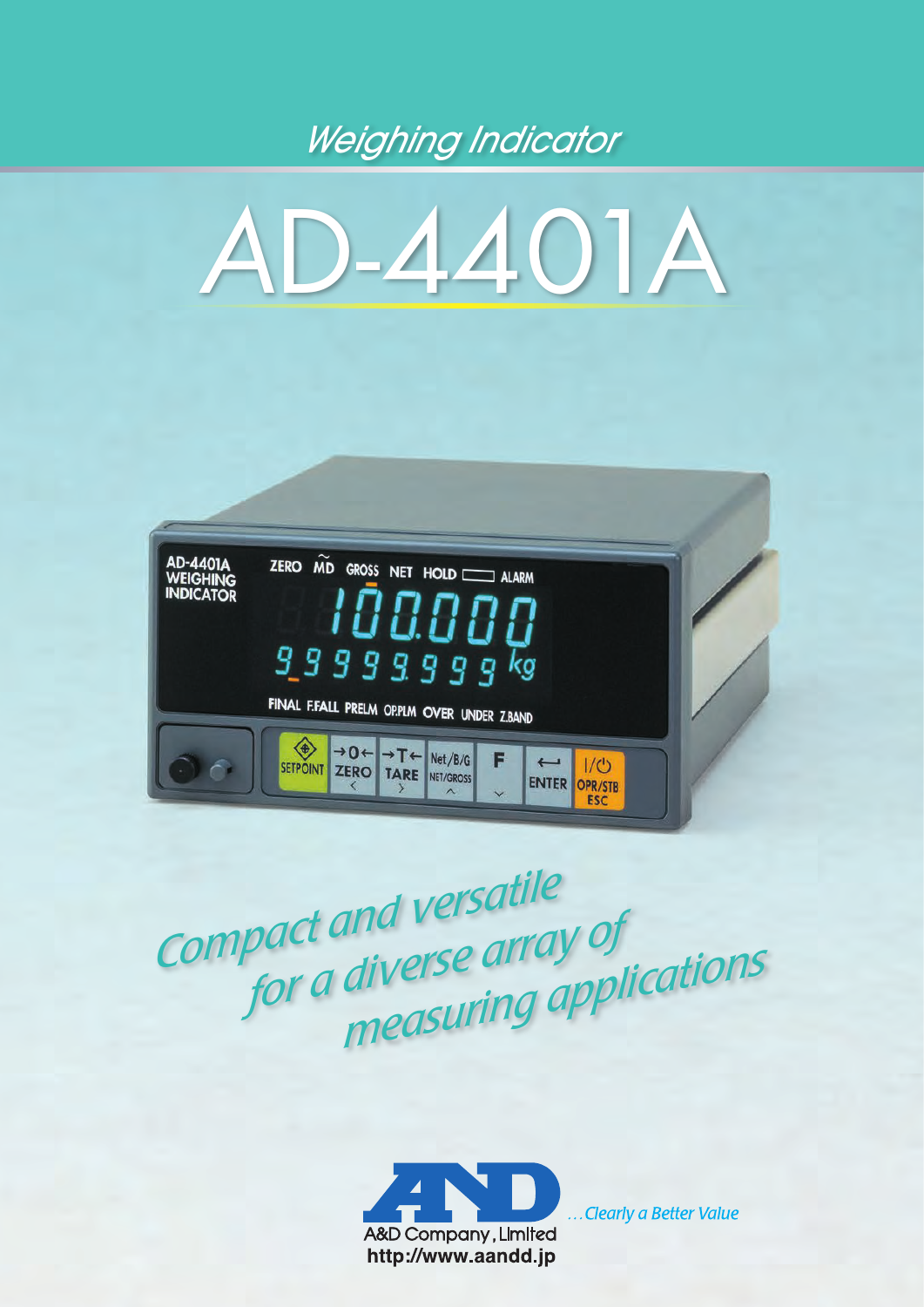# Weighing Indicator

# AD-4401A

*Compact and versatile for a diverse array of measuring applications*

A&D Company, Limited

http://www.aandd.jp

*...Clearly a Better Value*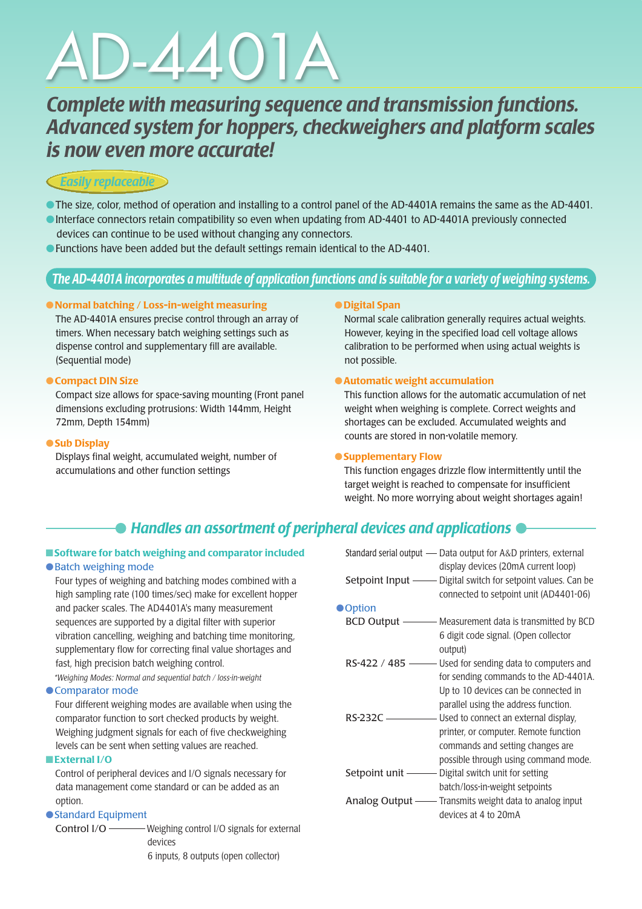# AD-4401A

## Complete with measuring sequence and transmission functions. Advanced system for hoppers, checkweighers and platform scales is now even more accurate!

*Easily replaceable*

- The size, color, method of operation and installing to a control panel of the AD-4401A remains the same as the AD-4401.
- Interface connectors retain compatibility so even when updating from AD-4401 to AD-4401A previously connected devices can continue to be used without changing any connectors.
- Functions have been added but the default settings remain identical to the AD-4401.

### The AD-4401A incorporates a multitude of application functions and is suitable for a variety of weighing systems.

**Normal batching / Loss-in-weight measuring**

The AD-4401A ensures precise control through an array of timers. When necessary batch weighing settings such as dispense control and supplementary fill are available. (Sequential mode)

**Compact DIN Size**

Compact size allows for space-saving mounting (Front panel dimensions excluding protrusions: Width 144mm, Height 72mm, Depth 154mm)

**Sub Display**

Displays final weight, accumulated weight, number of accumulations and other function settings

**Digital Span**

Normal scale calibration generally requires actual weights. However, keying in the specified load cell voltage allows calibration to be performed when using actual weights is not possible.

**Automatic weight accumulation**

This function allows for the automatic accumulation of net weight when weighing is complete. Correct weights and shortages can be excluded. Accumulated weights and counts are stored in non-volatile memory.

**Supplementary Flow**

This function engages drizzle flow intermittently until the target weight is reached to compensate for insufficient weight. No more worrying about weight shortages again!

### Handles an assortment of peripheral devices and applications

**Software for batch weighing and comparator included**

**Batch weighing mode**

Four types of weighing and batching modes combined with a high sampling rate (100 times/sec) make for excellent hopper and packer scales. The AD4401A's many measurement sequences are supported by a digital filter with superior vibration cancelling, weighing and batching time monitoring, supplementary flow for correcting final value shortages and fast, high precision batch weighing control.

*\*Weighing Modes: Normal and sequential batch / loss-in-weight*

**Comparator mode**

Four different weighing modes are available when using the comparator function to sort checked products by weight. Weighing judgment signals for each of five checkweighing levels can be sent when setting values are reached.

**External I/O**

Control of peripheral devices and I/O signals necessary for data management come standard or can be added as an option.

**Standard Equipment**

- Control I/O — Weighing control I/O signals for external devices
  6 inputs, 8 outputs (open collector)
- Standard serial output — Data output for A&D printers, external display devices (20mA current loop)
- Setpoint Input — Digital switch for setpoint values. Can be connected to setpoint unit (AD4401-06)

**Option**

- BCD Output — Measurement data is transmitted by BCD 6 digit code signal. (Open collector output)
- RS-422 / 485 — Used for sending data to computers and for sending commands to the AD-4401A. Up to 10 devices can be connected in parallel using the address function.
- RS-232C — Used to connect an external display, printer, or computer. Remote function commands and setting changes are possible through using command mode.
- Setpoint unit — Digital switch unit for setting batch/loss-in-weight setpoints
- Analog Output — Transmits weight data to analog input devices at 4 to 20mA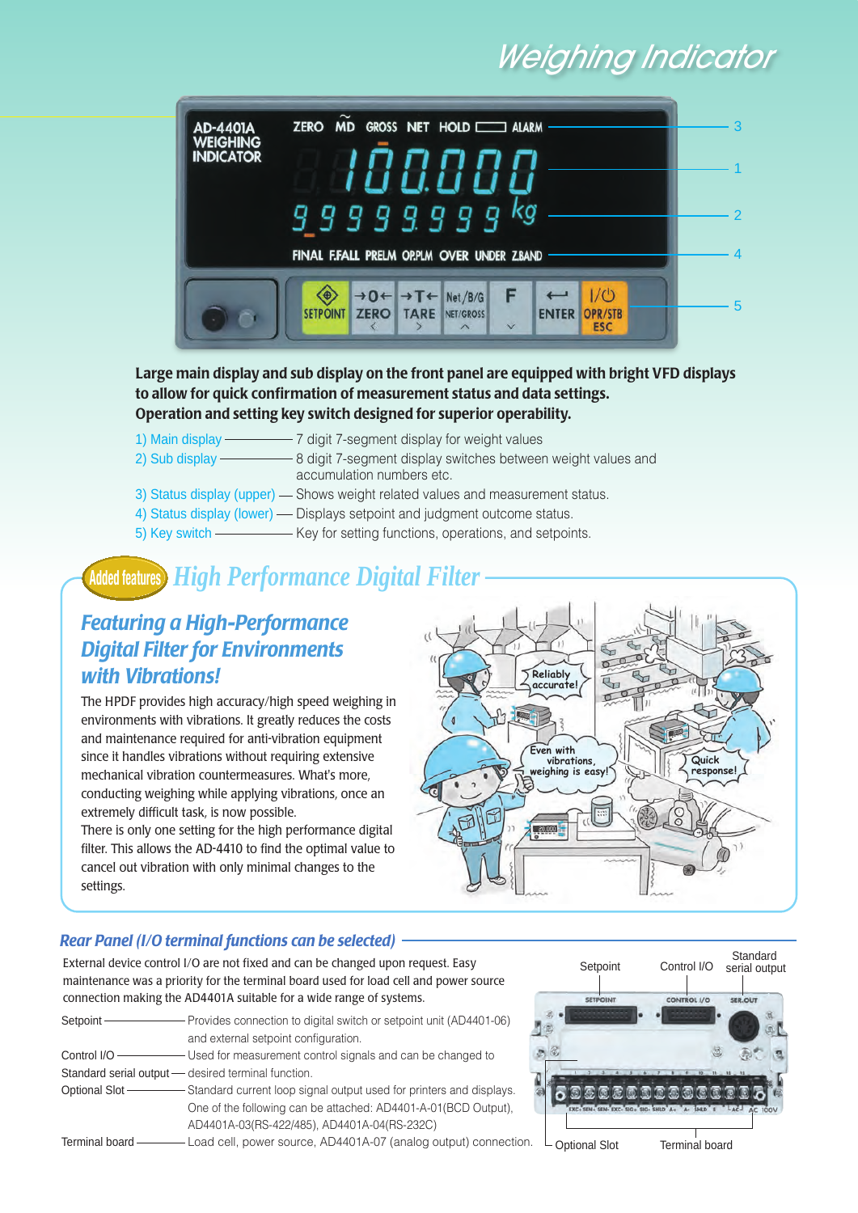# Weighing Indicator

**Large main display and sub display on the front panel are equipped with bright VFD displays to allow for quick confirmation of measurement status and data settings. Operation and setting key switch designed for superior operability.**

1) Main display — 7 digit 7-segment display for weight values
2) Sub display — 8 digit 7-segment display switches between weight values and accumulation numbers etc.
3) Status display (upper) — Shows weight related values and measurement status.
4) Status display (lower) — Displays setpoint and judgment outcome status.
5) Key switch — Key for setting functions, operations, and setpoints.

## Added features High Performance Digital Filter

### Featuring a High-Performance Digital Filter for Environments with Vibrations!

The HPDF provides high accuracy/high speed weighing in environments with vibrations. It greatly reduces the costs and maintenance required for anti-vibration equipment since it handles vibrations without requiring extensive mechanical vibration countermeasures. What's more, conducting weighing while applying vibrations, once an extremely difficult task, is now possible.
There is only one setting for the high performance digital filter. This allows the AD-4410 to find the optimal value to cancel out vibration with only minimal changes to the settings.

## Rear Panel (I/O terminal functions can be selected)

External device control I/O are not fixed and can be changed upon request. Easy maintenance was a priority for the terminal board used for load cell and power source connection making the AD4401A suitable for a wide range of systems.

- Setpoint — Provides connection to digital switch or setpoint unit (AD4401-06) and external setpoint configuration.
- Control I/O — Used for measurement control signals and can be changed to
- Standard serial output — desired terminal function.
- Optional Slot — Standard current loop signal output used for printers and displays. One of the following can be attached: AD4401-A-01(BCD Output), AD4401A-03(RS-422/485), AD4401A-04(RS-232C)
- Terminal board — Load cell, power source, AD4401A-07 (analog output) connection.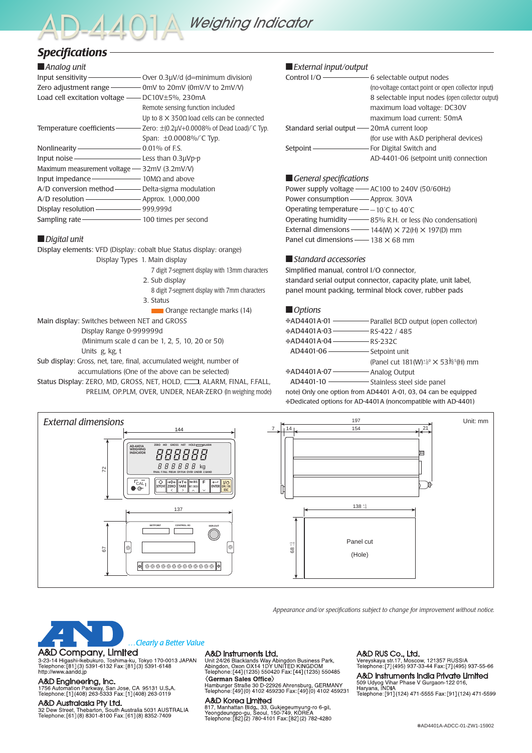# AD-4401A Weighing Indicator

## Specifications

### Analog unit

| | |
|---|---|
| Input sensitivity | Over 0.3μV/d (d=minimum division) |
| Zero adjustment range | 0mV to 20mV (0mV/V to 2mV/V) |
| Load cell excitation voltage | DC10V±5%, 230mA<br>Remote sensing function included<br>Up to 8 × 350Ω load cells can be connected |
| Temperature coefficients | Zero: ±(0.2μV+0.0008% of Dead Load)/°C Typ.<br>Span: ±0.0008%/°C Typ. |
| Nonlinearity | 0.01% of F.S. |
| Input noise | Less than 0.3μVp-p |
| Maximum measurement voltage | 32mV (3.2mV/V) |
| Input impedance | 10MΩ and above |
| A/D conversion method | Delta-sigma modulation |
| A/D resolution | 1,000,000 |
| Display resolution | 999,999d |
| Sampling rate | 100 times per second |

### Digital unit

Display elements: VFD (Display: cobalt blue Status display: orange)

Display Types
1. Main display
   7 digit 7-segment display with 13mm characters
2. Sub display
   8 digit 7-segment display with 7mm characters
3. Status
   Orange rectangle marks (14)

Main display: Switches between NET and GROSS
Display Range 0-999999d
(Minimum scale d can be 1, 2, 5, 10, 20 or 50)
Units g, kg, t

Sub display: Gross, net, tare, final, accumulated weight, number of accumulations (One of the above can be selected)

Status Display: ZERO, MD, GROSS, NET, HOLD, ▭, ALARM, FINAL, F.FALL, PRELIM, OP.PLM, OVER, UNDER, NEAR-ZERO (In weighing mode)

### External input/output

| | |
|---|---|
| Control I/O | 6 selectable output nodes<br>(no-voltage contact point or open collector input)<br>8 selectable input nodes (open collector output)<br>maximum load voltage: DC30V<br>maximum load current: 50mA |
| Standard serial output | 20mA current loop<br>(for use with A&D peripheral devices) |
| Setpoint | For Digital Switch and<br>AD-4401-06 (setpoint unit) connection |

### General specifications

| | |
|---|---|
| Power supply voltage | AC100 to 240V (50/60Hz) |
| Power consumption | Approx. 30VA |
| Operating temperature | −10°C to 40°C |
| Operating humidity | 85% R.H. or less (No condensation) |
| External dimensions | 144(W) × 72(H) × 197(D) mm |
| Panel cut dimensions | 138 × 68 mm |

### Standard accessories

Simplified manual, control I/O connector, standard serial output connector, capacity plate, unit label, panel mount packing, terminal block cover, rubber pads

### Options

| | |
|---|---|
| *AD4401A-01 | Parallel BCD output (open collector) |
| *AD4401A-03 | RS-422 / 485 |
| *AD4401A-04 | RS-232C |
| AD4401-06 | Setpoint unit<br>(Panel cut 181(W)$^{+1}_{-0}$ × 53$^{+0.5}_{-0}$(H) mm |
| *AD4401A-07 | Analog Output |
| AD4401-10 | Stainless steel side panel |

note) Only one option from AD4401 A-01, 03, 04 can be equipped
*Dedicated options for AD-4401A (noncompatible with AD-4401)

## External dimensions

Unit: mm

144
72
AD-4401A WEIGHING INDICATOR
ZERO MD GROSS NET HOLD ALARM
kg
FINAL F.FALL PRELIM OP.PLM OVER UNDER Z.BAND
CAL
SETPOINT ZERO TARE NET/GROSS F ENTER I/O ESC
137
67
SETPOINT CONTROL I/O SER.OUT
197
7 14 154 21
138 $^{+1}_{-0}$
68 $^{+1}_{-0}$
Panel cut
(Hole)

*Appearance and/or specifications subject to change for improvement without notice.*

A&D …Clearly a Better Value

**A&D Company, Limited**
3-23-14 Higashi-Ikebukuro, Toshima-ku, Tokyo 170-0013 JAPAN
Telephone: [81] (3) 5391-6132 Fax: [81] (3) 5391-6148
http://www.aandd.jp

**A&D Engineering, Inc.**
1756 Automation Parkway, San Jose, CA 95131 U.S.A.
Telephone: [1] (408) 263-5333 Fax: [1] (408) 263-0119

**A&D Australasia Pty Ltd.**
32 Dew Street, Thebarton, South Australia 5031 AUSTRALIA
Telephone: [61] (8) 8301-8100 Fax: [61] (8) 8352-7409

**A&D Instruments Ltd.**
Unit 24/26 Blacklands Way Abingdon Business Park, Abingdon, Oxon OX14 1DY UNITED KINGDOM
Telephone: [44] (1235) 550420 Fax: [44] (1235) 550485
〈German Sales Office〉
Hamburger Straße 30 D-22926 Ahrensburg, GERMANY
Telephone: [49] (0) 4102 459230 Fax: [49] (0) 4102 459231

**A&D Korea Limited**
817, Manhattan Bldg., 33, Gukjegeumyung-ro 6-gil, Yeongdeungpo-gu, Seoul, 150-749, KOREA
Telephone: [82] (2) 780-4101 Fax: [82] (2) 782-4280

**A&D RUS Co., Ltd.**
Vereyskaya str.17, Moscow, 121357 RUSSIA
Telephone: [7] (495) 937-33-44 Fax: [7] (495) 937-55-66

**A&D Instruments India Private Limited**
509 Udyog Vihar Phase V Gurgaon-122 016, Haryana, INDIA
Telephone: [91] (124) 471-5555 Fax: [91] (124) 471-5599

*AD4401A-ADCC-01-ZW1-15902